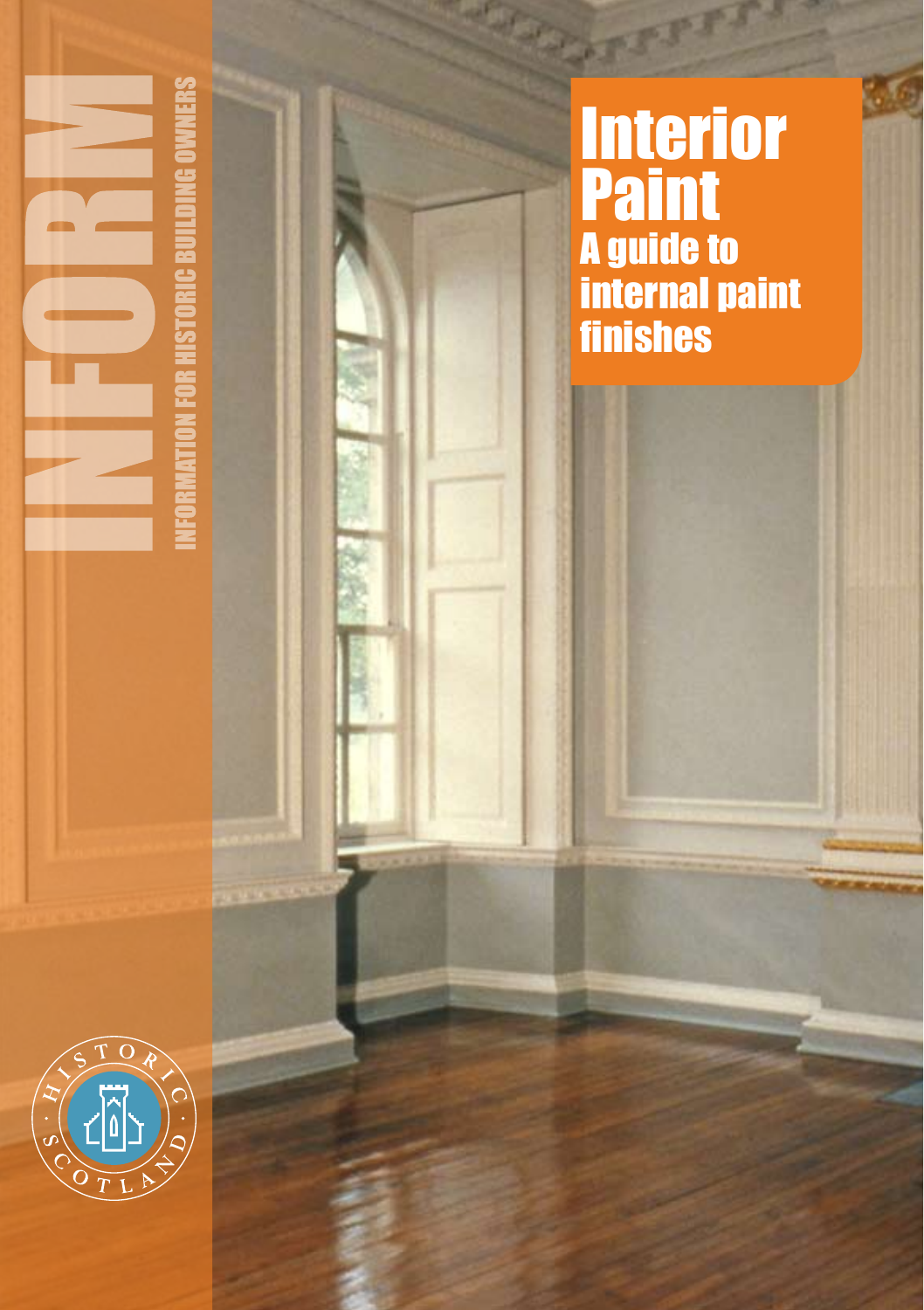# INFORM

INFORMATION FOR HISTORIC BUILDING OWNERS

# Interior Paint

## A guide to internal paint finishes

HISTORIC SCOTLAND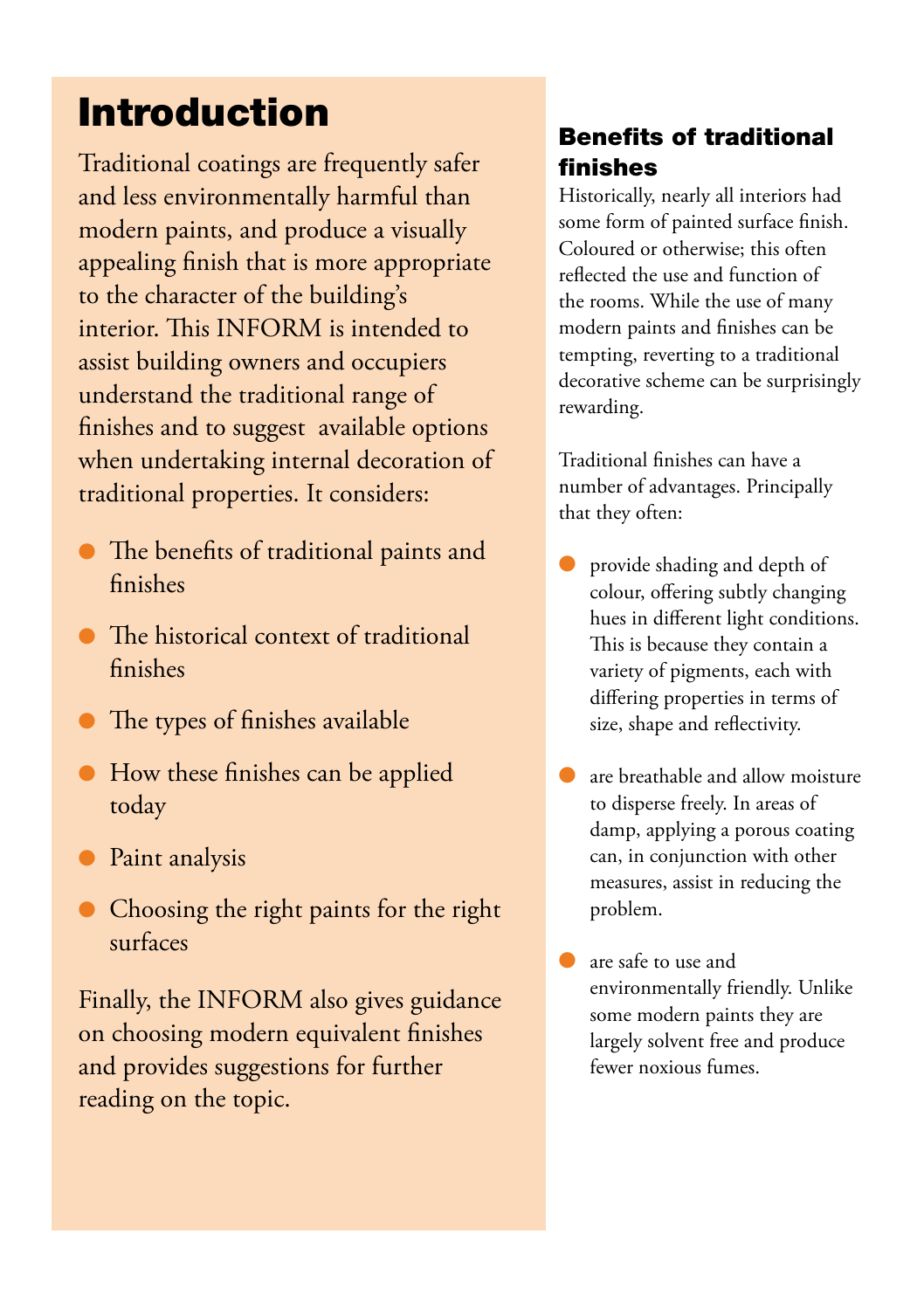# Introduction

Traditional coatings are frequently safer and less environmentally harmful than modern paints, and produce a visually appealing finish that is more appropriate to the character of the building's interior. This INFORM is intended to assist building owners and occupiers understand the traditional range of finishes and to suggest available options when undertaking internal decoration of traditional properties. It considers:

- The benefits of traditional paints and finishes
- The historical context of traditional finishes
- The types of finishes available
- How these finishes can be applied today
- Paint analysis
- Choosing the right paints for the right surfaces

Finally, the INFORM also gives guidance on choosing modern equivalent finishes and provides suggestions for further reading on the topic.

## Benefits of traditional finishes

Historically, nearly all interiors had some form of painted surface finish. Coloured or otherwise; this often reflected the use and function of the rooms. While the use of many modern paints and finishes can be tempting, reverting to a traditional decorative scheme can be surprisingly rewarding.

Traditional finishes can have a number of advantages. Principally that they often:

- provide shading and depth of colour, offering subtly changing hues in different light conditions. This is because they contain a variety of pigments, each with differing properties in terms of size, shape and reflectivity.
- are breathable and allow moisture to disperse freely. In areas of damp, applying a porous coating can, in conjunction with other measures, assist in reducing the problem.
- are safe to use and environmentally friendly. Unlike some modern paints they are largely solvent free and produce fewer noxious fumes.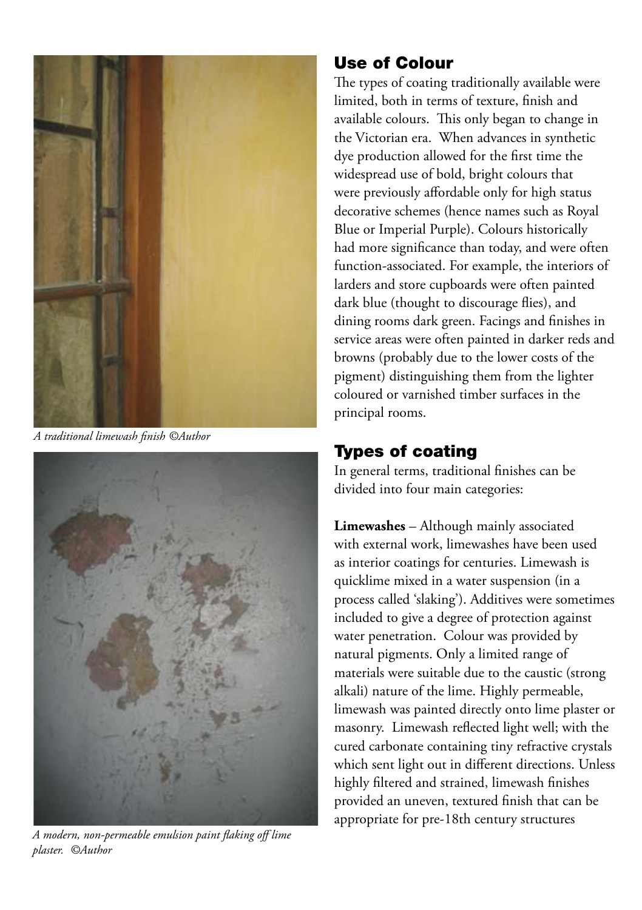A traditional limewash finish ©Author

A modern, non-permeable emulsion paint flaking off lime plaster. ©Author

## Use of Colour

The types of coating traditionally available were limited, both in terms of texture, finish and available colours. This only began to change in the Victorian era. When advances in synthetic dye production allowed for the first time the widespread use of bold, bright colours that were previously affordable only for high status decorative schemes (hence names such as Royal Blue or Imperial Purple). Colours historically had more significance than today, and were often function-associated. For example, the interiors of larders and store cupboards were often painted dark blue (thought to discourage flies), and dining rooms dark green. Facings and finishes in service areas were often painted in darker reds and browns (probably due to the lower costs of the pigment) distinguishing them from the lighter coloured or varnished timber surfaces in the principal rooms.

## Types of coating

In general terms, traditional finishes can be divided into four main categories:

**Limewashes** – Although mainly associated with external work, limewashes have been used as interior coatings for centuries. Limewash is quicklime mixed in a water suspension (in a process called 'slaking'). Additives were sometimes included to give a degree of protection against water penetration. Colour was provided by natural pigments. Only a limited range of materials were suitable due to the caustic (strong alkali) nature of the lime. Highly permeable, limewash was painted directly onto lime plaster or masonry. Limewash reflected light well; with the cured carbonate containing tiny refractive crystals which sent light out in different directions. Unless highly filtered and strained, limewash finishes provided an uneven, textured finish that can be appropriate for pre-18th century structures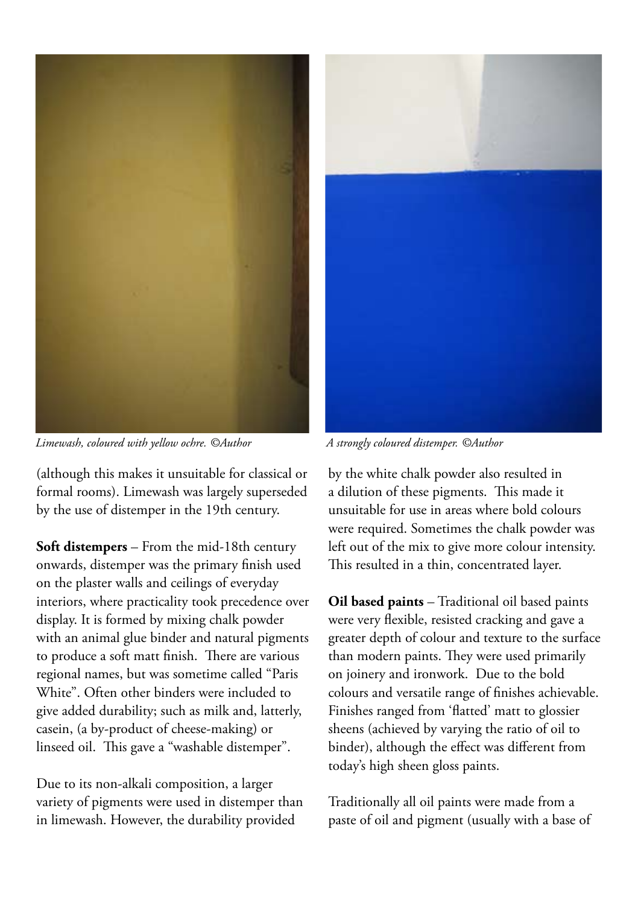*Limewash, coloured with yellow ochre. ©Author*

*A strongly coloured distemper. ©Author*

(although this makes it unsuitable for classical or formal rooms). Limewash was largely superseded by the use of distemper in the 19th century.

**Soft distempers** – From the mid-18th century onwards, distemper was the primary finish used on the plaster walls and ceilings of everyday interiors, where practicality took precedence over display. It is formed by mixing chalk powder with an animal glue binder and natural pigments to produce a soft matt finish. There are various regional names, but was sometime called "Paris White". Often other binders were included to give added durability; such as milk and, latterly, casein, (a by-product of cheese-making) or linseed oil. This gave a "washable distemper".

Due to its non-alkali composition, a larger variety of pigments were used in distemper than in limewash. However, the durability provided by the white chalk powder also resulted in a dilution of these pigments. This made it unsuitable for use in areas where bold colours were required. Sometimes the chalk powder was left out of the mix to give more colour intensity. This resulted in a thin, concentrated layer.

**Oil based paints** – Traditional oil based paints were very flexible, resisted cracking and gave a greater depth of colour and texture to the surface than modern paints. They were used primarily on joinery and ironwork. Due to the bold colours and versatile range of finishes achievable. Finishes ranged from 'flatted' matt to glossier sheens (achieved by varying the ratio of oil to binder), although the effect was different from today's high sheen gloss paints.

Traditionally all oil paints were made from a paste of oil and pigment (usually with a base of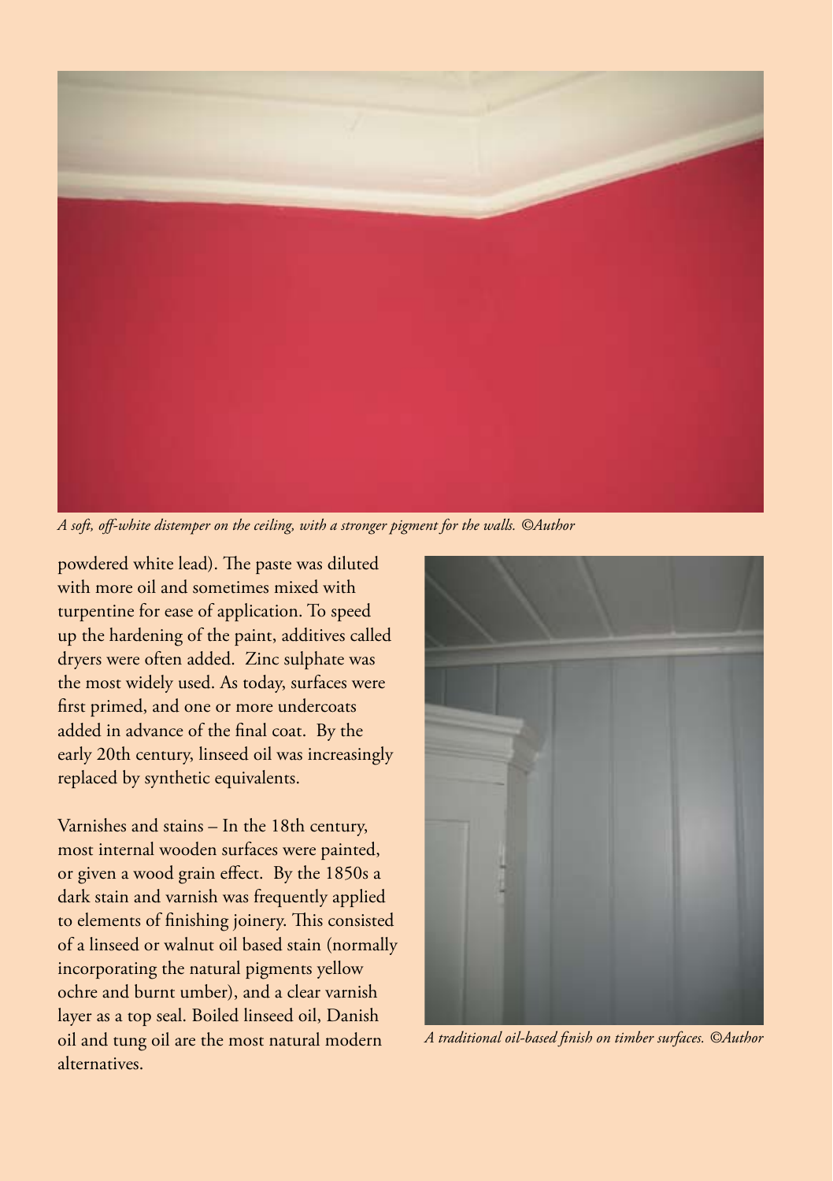*A soft, off-white distemper on the ceiling, with a stronger pigment for the walls. ©Author*

powdered white lead). The paste was diluted with more oil and sometimes mixed with turpentine for ease of application. To speed up the hardening of the paint, additives called dryers were often added. Zinc sulphate was the most widely used. As today, surfaces were first primed, and one or more undercoats added in advance of the final coat. By the early 20th century, linseed oil was increasingly replaced by synthetic equivalents.

Varnishes and stains – In the 18th century, most internal wooden surfaces were painted, or given a wood grain effect. By the 1850s a dark stain and varnish was frequently applied to elements of finishing joinery. This consisted of a linseed or walnut oil based stain (normally incorporating the natural pigments yellow ochre and burnt umber), and a clear varnish layer as a top seal. Boiled linseed oil, Danish oil and tung oil are the most natural modern alternatives.

*A traditional oil-based finish on timber surfaces. ©Author*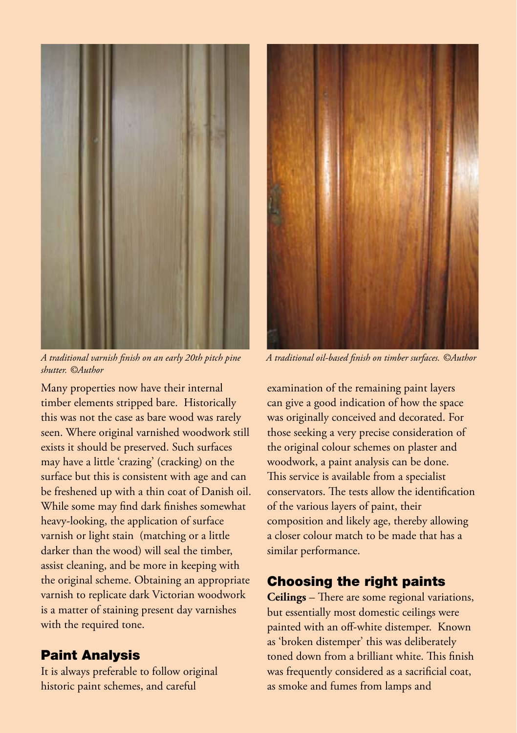*A traditional varnish finish on an early 20th pitch pine shutter. ©Author*

*A traditional oil-based finish on timber surfaces. ©Author*

Many properties now have their internal timber elements stripped bare. Historically this was not the case as bare wood was rarely seen. Where original varnished woodwork still exists it should be preserved. Such surfaces may have a little 'crazing' (cracking) on the surface but this is consistent with age and can be freshened up with a thin coat of Danish oil. While some may find dark finishes somewhat heavy-looking, the application of surface varnish or light stain (matching or a little darker than the wood) will seal the timber, assist cleaning, and be more in keeping with the original scheme. Obtaining an appropriate varnish to replicate dark Victorian woodwork is a matter of staining present day varnishes with the required tone.

## Paint Analysis

It is always preferable to follow original historic paint schemes, and careful examination of the remaining paint layers can give a good indication of how the space was originally conceived and decorated. For those seeking a very precise consideration of the original colour schemes on plaster and woodwork, a paint analysis can be done. This service is available from a specialist conservators. The tests allow the identification of the various layers of paint, their composition and likely age, thereby allowing a closer colour match to be made that has a similar performance.

## Choosing the right paints

**Ceilings** – There are some regional variations, but essentially most domestic ceilings were painted with an off-white distemper. Known as 'broken distemper' this was deliberately toned down from a brilliant white. This finish was frequently considered as a sacrificial coat, as smoke and fumes from lamps and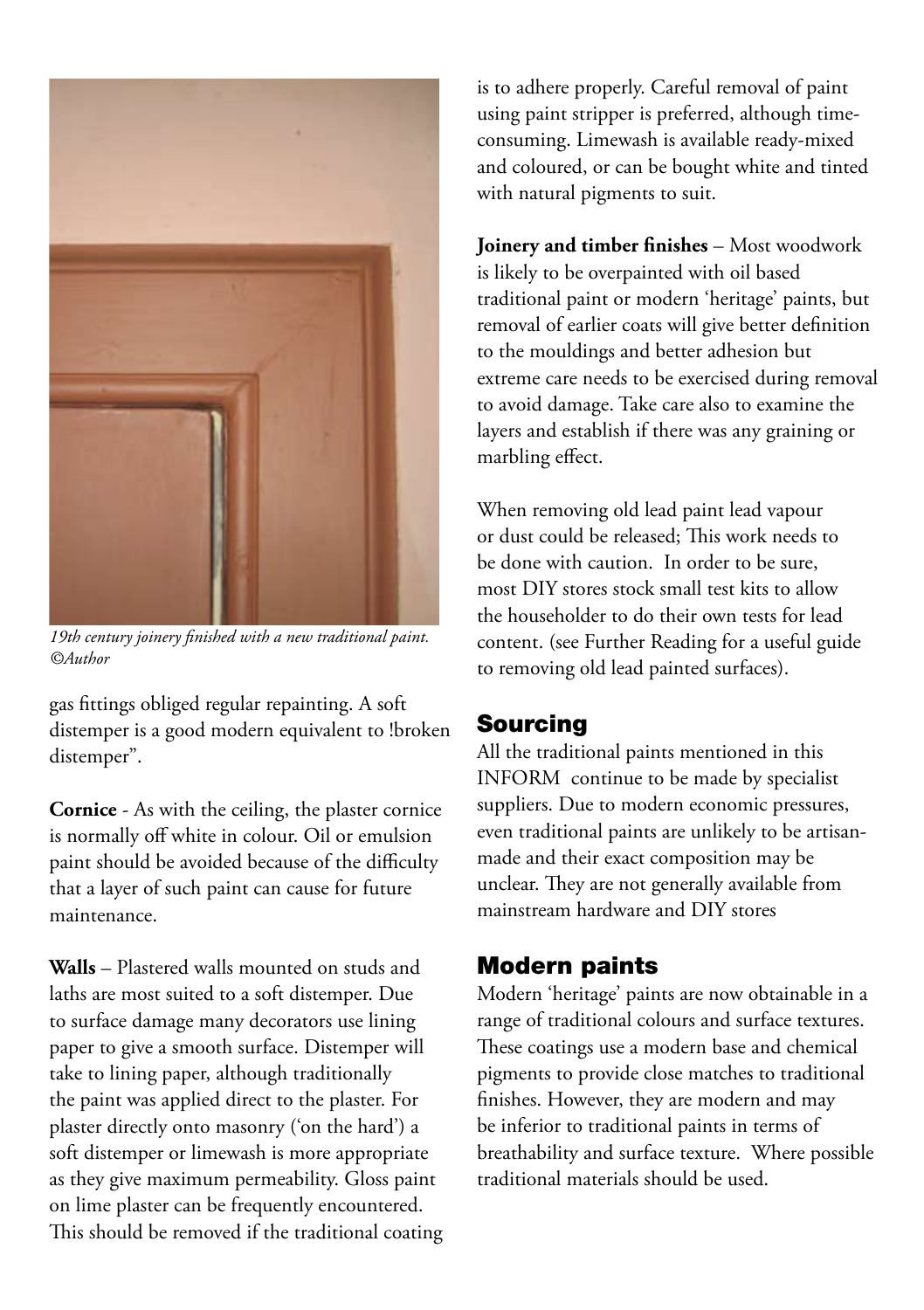*19th century joinery finished with a new traditional paint. ©Author*

gas fittings obliged regular repainting. A soft distemper is a good modern equivalent to !broken distemper".

**Cornice** - As with the ceiling, the plaster cornice is normally off white in colour. Oil or emulsion paint should be avoided because of the difficulty that a layer of such paint can cause for future maintenance.

**Walls** – Plastered walls mounted on studs and laths are most suited to a soft distemper. Due to surface damage many decorators use lining paper to give a smooth surface. Distemper will take to lining paper, although traditionally the paint was applied direct to the plaster. For plaster directly onto masonry ('on the hard') a soft distemper or limewash is more appropriate as they give maximum permeability. Gloss paint on lime plaster can be frequently encountered. This should be removed if the traditional coating is to adhere properly. Careful removal of paint using paint stripper is preferred, although time-consuming. Limewash is available ready-mixed and coloured, or can be bought white and tinted with natural pigments to suit.

**Joinery and timber finishes** – Most woodwork is likely to be overpainted with oil based traditional paint or modern 'heritage' paints, but removal of earlier coats will give better definition to the mouldings and better adhesion but extreme care needs to be exercised during removal to avoid damage. Take care also to examine the layers and establish if there was any graining or marbling effect.

When removing old lead paint lead vapour or dust could be released; This work needs to be done with caution. In order to be sure, most DIY stores stock small test kits to allow the householder to do their own tests for lead content. (see Further Reading for a useful guide to removing old lead painted surfaces).

## Sourcing

All the traditional paints mentioned in this INFORM continue to be made by specialist suppliers. Due to modern economic pressures, even traditional paints are unlikely to be artisan-made and their exact composition may be unclear. They are not generally available from mainstream hardware and DIY stores

## Modern paints

Modern 'heritage' paints are now obtainable in a range of traditional colours and surface textures. These coatings use a modern base and chemical pigments to provide close matches to traditional finishes. However, they are modern and may be inferior to traditional paints in terms of breathability and surface texture. Where possible traditional materials should be used.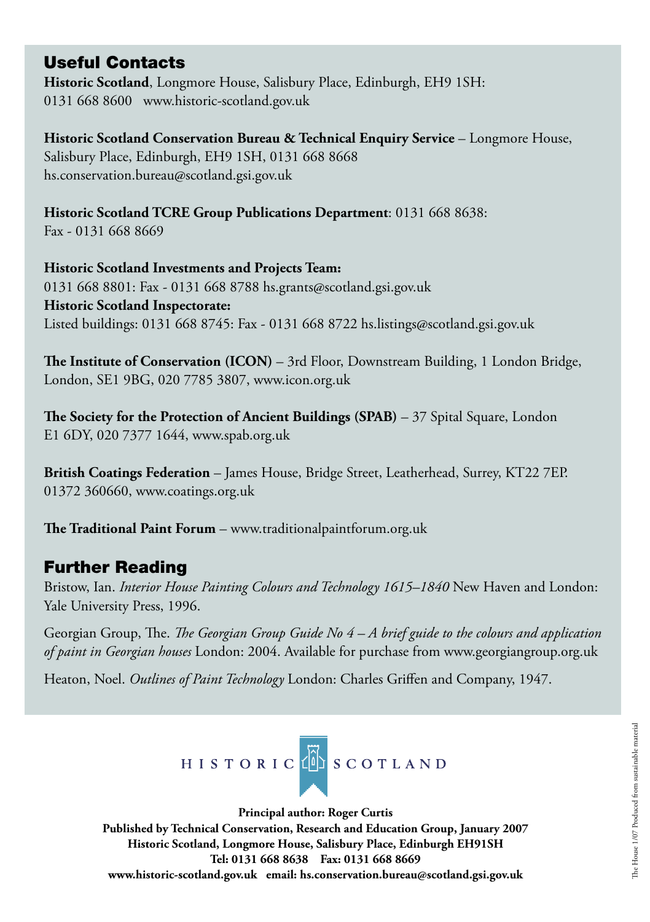## Useful Contacts

**Historic Scotland**, Longmore House, Salisbury Place, Edinburgh, EH9 1SH: 0131 668 8600 www.historic-scotland.gov.uk

**Historic Scotland Conservation Bureau & Technical Enquiry Service** – Longmore House, Salisbury Place, Edinburgh, EH9 1SH, 0131 668 8668 hs.conservation.bureau@scotland.gsi.gov.uk

**Historic Scotland TCRE Group Publications Department**: 0131 668 8638: Fax - 0131 668 8669

**Historic Scotland Investments and Projects Team:**
0131 668 8801: Fax - 0131 668 8788 hs.grants@scotland.gsi.gov.uk

**Historic Scotland Inspectorate:**
Listed buildings: 0131 668 8745: Fax - 0131 668 8722 hs.listings@scotland.gsi.gov.uk

**The Institute of Conservation (ICON)** – 3rd Floor, Downstream Building, 1 London Bridge, London, SE1 9BG, 020 7785 3807, www.icon.org.uk

**The Society for the Protection of Ancient Buildings (SPAB)** – 37 Spital Square, London E1 6DY, 020 7377 1644, www.spab.org.uk

**British Coatings Federation** – James House, Bridge Street, Leatherhead, Surrey, KT22 7EP. 01372 360660, www.coatings.org.uk

**The Traditional Paint Forum** – www.traditionalpaintforum.org.uk

## Further Reading

Bristow, Ian. *Interior House Painting Colours and Technology 1615–1840* New Haven and London: Yale University Press, 1996.

Georgian Group, The. *The Georgian Group Guide No 4 – A brief guide to the colours and application of paint in Georgian houses* London: 2004. Available for purchase from www.georgiangroup.org.uk

Heaton, Noel. *Outlines of Paint Technology* London: Charles Griffen and Company, 1947.

HISTORIC SCOTLAND

**Principal author: Roger Curtis**
**Published by Technical Conservation, Research and Education Group, January 2007**
**Historic Scotland, Longmore House, Salisbury Place, Edinburgh EH91SH**
**Tel: 0131 668 8638 Fax: 0131 668 8669**
**www.historic-scotland.gov.uk email: hs.conservation.bureau@scotland.gsi.gov.uk**

The House 1/07 Produced from sustainable material